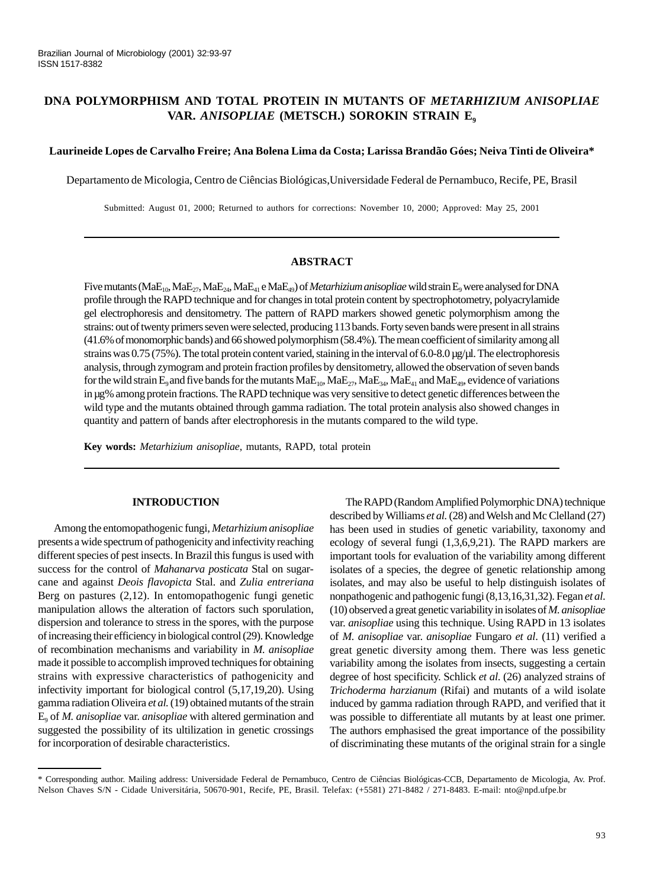Brazilian Journal of Microbiology (2001) 32:93-97
ISSN 1517-8382

# DNA POLYMORPHISM AND TOTAL PROTEIN IN MUTANTS OF *METARHIZIUM ANISOPLIAE* VAR. *ANISOPLIAE* (METSCH.) SOROKIN STRAIN $E_9$

**Laurineide Lopes de Carvalho Freire; Ana Bolena Lima da Costa; Larissa Brandão Góes; Neiva Tinti de Oliveira***

Departamento de Micologia, Centro de Ciências Biológicas, Universidade Federal de Pernambuco, Recife, PE, Brasil

Submitted: August 01, 2000; Returned to authors for corrections: November 10, 2000; Approved: May 25, 2001

## ABSTRACT

Five mutants ($MaE_{10}$, $MaE_{27}$, $MaE_{24}$, $MaE_{41}$ e $MaE_{49}$) of *Metarhizium anisopliae* wild strain $E_9$ were analysed for DNA profile through the RAPD technique and for changes in total protein content by spectrophotometry, polyacrylamide gel electrophoresis and densitometry. The pattern of RAPD markers showed genetic polymorphism among the strains: out of twenty primers seven were selected, producing 113 bands. Forty seven bands were present in all strains (41.6% of monomorphic bands) and 66 showed polymorphism (58.4%). The mean coefficient of similarity among all strains was 0.75 (75%). The total protein content varied, staining in the interval of 6.0-8.0 µg/µl. The electrophoresis analysis, through zymogram and protein fraction profiles by densitometry, allowed the observation of seven bands for the wild strain $E_9$ and five bands for the mutants $MaE_{10}$, $MaE_{27}$, $MaE_{34}$, $MaE_{41}$ and $MaE_{49}$, evidence of variations in µg% among protein fractions. The RAPD technique was very sensitive to detect genetic differences between the wild type and the mutants obtained through gamma radiation. The total protein analysis also showed changes in quantity and pattern of bands after electrophoresis in the mutants compared to the wild type.

**Key words:** *Metarhizium anisopliae*, mutants, RAPD, total protein

## INTRODUCTION

Among the entomopathogenic fungi, *Metarhizium anisopliae* presents a wide spectrum of pathogenicity and infectivity reaching different species of pest insects. In Brazil this fungus is used with success for the control of *Mahanarva posticata* Stal on sugar-cane and against *Deois flavopicta* Stal. and *Zulia entreriana* Berg on pastures (2,12). In entomopathogenic fungi genetic manipulation allows the alteration of factors such sporulation, dispersion and tolerance to stress in the spores, with the purpose of increasing their efficiency in biological control (29). Knowledge of recombination mechanisms and variability in *M. anisopliae* made it possible to accomplish improved techniques for obtaining strains with expressive characteristics of pathogenicity and infectivity important for biological control (5,17,19,20). Using gamma radiation Oliveira *et al.* (19) obtained mutants of the strain $E_9$ of *M. anisopliae* var. *anisopliae* with altered germination and suggested the possibility of its ultilization in genetic crossings for incorporation of desirable characteristics.

The RAPD (Random Amplified Polymorphic DNA) technique described by Williams *et al.* (28) and Welsh and Mc Clelland (27) has been used in studies of genetic variability, taxonomy and ecology of several fungi (1,3,6,9,21). The RAPD markers are important tools for evaluation of the variability among different isolates of a species, the degree of genetic relationship among isolates, and may also be useful to help distinguish isolates of nonpathogenic and pathogenic fungi (8,13,16,31,32). Fegan *et al.* (10) observed a great genetic variability in isolates of *M. anisopliae* var. *anisopliae* using this technique. Using RAPD in 13 isolates of *M. anisopliae* var. *anisopliae* Fungaro *et al*. (11) verified a great genetic diversity among them. There was less genetic variability among the isolates from insects, suggesting a certain degree of host specificity. Schlick *et al.* (26) analyzed strains of *Trichoderma harzianum* (Rifai) and mutants of a wild isolate induced by gamma radiation through RAPD, and verified that it was possible to differentiate all mutants by at least one primer. The authors emphasised the great importance of the possibility of discriminating these mutants of the original strain for a single

* Corresponding author. Mailing address: Universidade Federal de Pernambuco, Centro de Ciências Biológicas-CCB, Departamento de Micologia, Av. Prof. Nelson Chaves S/N - Cidade Universitária, 50670-901, Recife, PE, Brasil. Telefax: (+5581) 271-8482 / 271-8483. E-mail: nto@npd.ufpe.br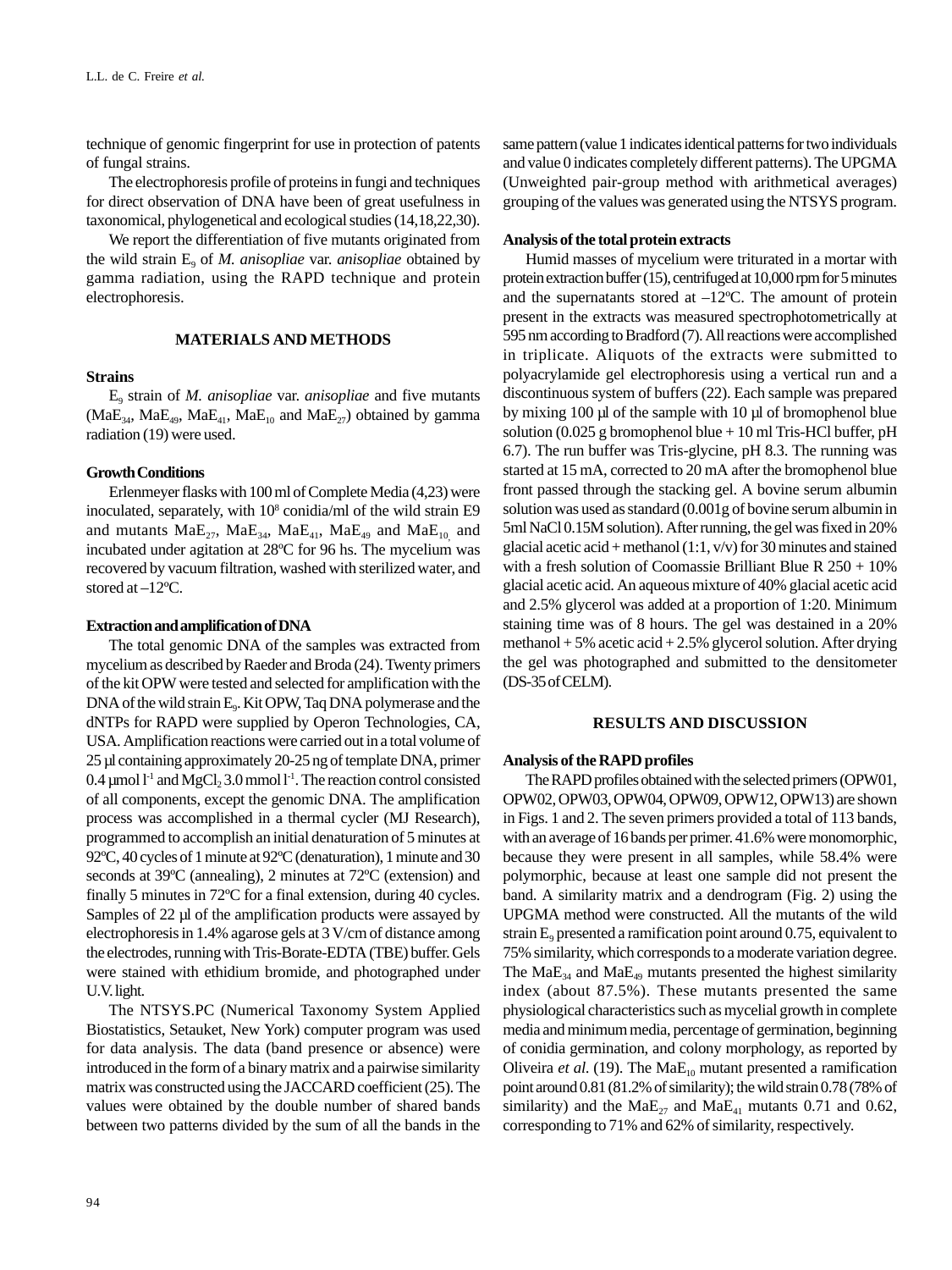technique of genomic fingerprint for use in protection of patents of fungal strains.

The electrophoresis profile of proteins in fungi and techniques for direct observation of DNA have been of great usefulness in taxonomical, phylogenetical and ecological studies (14,18,22,30).

We report the differentiation of five mutants originated from the wild strain $E_9$ of *M. anisopliae* var. *anisopliae* obtained by gamma radiation, using the RAPD technique and protein electrophoresis.

## MATERIALS AND METHODS

### Strains

$E_9$ strain of *M. anisopliae* var. *anisopliae* and five mutants ($MaE_{34}$, $MaE_{49}$, $MaE_{41}$, $MaE_{10}$ and $MaE_{27}$) obtained by gamma radiation (19) were used.

### Growth Conditions

Erlenmeyer flasks with 100 ml of Complete Media (4,23) were inoculated, separately, with $10^8$ conidia/ml of the wild strain E9 and mutants $MaE_{27}$, $MaE_{34}$, $MaE_{41}$, $MaE_{49}$ and $MaE_{10}$, and incubated under agitation at 28ºC for 96 hs. The mycelium was recovered by vacuum filtration, washed with sterilized water, and stored at –12ºC.

### Extraction and amplification of DNA

The total genomic DNA of the samples was extracted from mycelium as described by Raeder and Broda (24). Twenty primers of the kit OPW were tested and selected for amplification with the DNA of the wild strain $E_9$. Kit OPW, Taq DNA polymerase and the dNTPs for RAPD were supplied by Operon Technologies, CA, USA. Amplification reactions were carried out in a total volume of 25 µl containing approximately 20-25 ng of template DNA, primer 0.4 µmol $l^{-1}$ and $MgCl_2$ 3.0 mmol $l^{-1}$. The reaction control consisted of all components, except the genomic DNA. The amplification process was accomplished in a thermal cycler (MJ Research), programmed to accomplish an initial denaturation of 5 minutes at 92ºC, 40 cycles of 1 minute at 92ºC (denaturation), 1 minute and 30 seconds at 39ºC (annealing), 2 minutes at 72ºC (extension) and finally 5 minutes in 72ºC for a final extension, during 40 cycles. Samples of 22 µl of the amplification products were assayed by electrophoresis in 1.4% agarose gels at 3 V/cm of distance among the electrodes, running with Tris-Borate-EDTA (TBE) buffer. Gels were stained with ethidium bromide, and photographed under U.V. light.

The NTSYS.PC (Numerical Taxonomy System Applied Biostatistics, Setauket, New York) computer program was used for data analysis. The data (band presence or absence) were introduced in the form of a binary matrix and a pairwise similarity matrix was constructed using the JACCARD coefficient (25). The values were obtained by the double number of shared bands between two patterns divided by the sum of all the bands in the same pattern (value 1 indicates identical patterns for two individuals and value 0 indicates completely different patterns). The UPGMA (Unweighted pair-group method with arithmetical averages) grouping of the values was generated using the NTSYS program.

### Analysis of the total protein extracts

Humid masses of mycelium were triturated in a mortar with protein extraction buffer (15), centrifuged at 10,000 rpm for 5 minutes and the supernatants stored at –12ºC. The amount of protein present in the extracts was measured spectrophotometrically at 595 nm according to Bradford (7). All reactions were accomplished in triplicate. Aliquots of the extracts were submitted to polyacrylamide gel electrophoresis using a vertical run and a discontinuous system of buffers (22). Each sample was prepared by mixing 100 µl of the sample with 10 µl of bromophenol blue solution (0.025 g bromophenol blue + 10 ml Tris-HCl buffer, pH 6.7). The run buffer was Tris-glycine, pH 8.3. The running was started at 15 mA, corrected to 20 mA after the bromophenol blue front passed through the stacking gel. A bovine serum albumin solution was used as standard (0.001g of bovine serum albumin in 5ml NaCl 0.15M solution). After running, the gel was fixed in 20% glacial acetic acid + methanol (1:1, v/v) for 30 minutes and stained with a fresh solution of Coomassie Brilliant Blue R 250 + 10% glacial acetic acid. An aqueous mixture of 40% glacial acetic acid and 2.5% glycerol was added at a proportion of 1:20. Minimum staining time was of 8 hours. The gel was destained in a 20% methanol + 5% acetic acid + 2.5% glycerol solution. After drying the gel was photographed and submitted to the densitometer (DS-35 of CELM).

## RESULTS AND DISCUSSION

### Analysis of the RAPD profiles

The RAPD profiles obtained with the selected primers (OPW01, OPW02, OPW03, OPW04, OPW09, OPW12, OPW13) are shown in Figs. 1 and 2. The seven primers provided a total of 113 bands, with an average of 16 bands per primer. 41.6% were monomorphic, because they were present in all samples, while 58.4% were polymorphic, because at least one sample did not present the band. A similarity matrix and a dendrogram (Fig. 2) using the UPGMA method were constructed. All the mutants of the wild strain $E_9$ presented a ramification point around 0.75, equivalent to 75% similarity, which corresponds to a moderate variation degree. The $MaE_{34}$ and $MaE_{49}$ mutants presented the highest similarity index (about 87.5%). These mutants presented the same physiological characteristics such as mycelial growth in complete media and minimum media, percentage of germination, beginning of conidia germination, and colony morphology, as reported by Oliveira *et al.* (19). The $MaE_{10}$ mutant presented a ramification point around 0.81 (81.2% of similarity); the wild strain 0.78 (78% of similarity) and the $MaE_{27}$ and $MaE_{41}$ mutants 0.71 and 0.62, corresponding to 71% and 62% of similarity, respectively.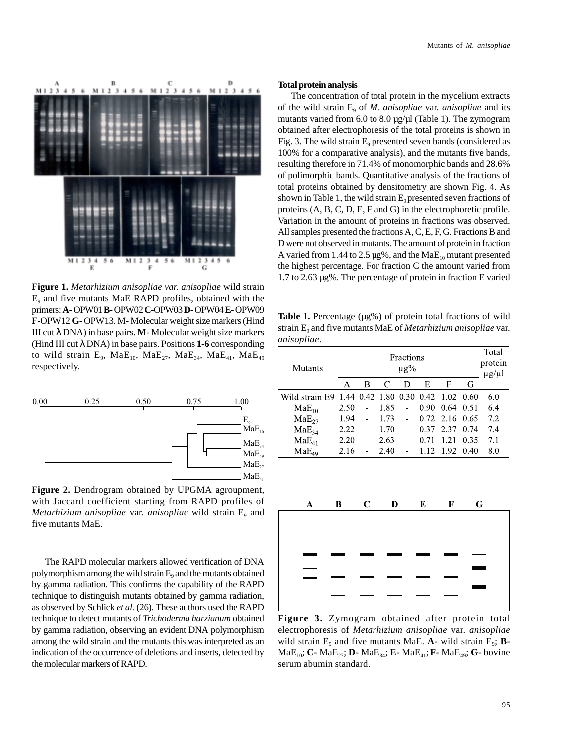**Figure 1.** *Metarhizium anisopliae var. anisopliae* wild strain $E_9$ and five mutants MaE RAPD profiles, obtained with the primers: **A**- OPW01 **B**- OPW02 **C**-OPW03 **D**- OPW04 **E**- OPW09 **F**-OPW12 **G**- OPW13. M- Molecular weight size markers (Hind III cut λ DNA) in base pairs. **M**- Molecular weight size markers (Hind III cut λ DNA) in base pairs. Positions **1-6** corresponding to wild strain $E_9$, $MaE_{10}$, $MaE_{27}$, $MaE_{34}$, $MaE_{41}$, $MaE_{49}$ respectively.

**Figure 2.** Dendrogram obtained by UPGMA agroupment, with Jaccard coefficient starting from RAPD profiles of *Metarhizium anisopliae* var. *anisopliae* wild strain $E_9$ and five mutants MaE.

The RAPD molecular markers allowed verification of DNA polymorphism among the wild strain $E_9$ and the mutants obtained by gamma radiation. This confirms the capability of the RAPD technique to distinguish mutants obtained by gamma radiation, as observed by Schlick *et al.* (26). These authors used the RAPD technique to detect mutants of *Trichoderma harzianum* obtained by gamma radiation, observing an evident DNA polymorphism among the wild strain and the mutants this was interpreted as an indication of the occurrence of deletions and inserts, detected by the molecular markers of RAPD.

**Total protein analysis**

The concentration of total protein in the mycelium extracts of the wild strain $E_9$ of *M. anisopliae* var. *anisopliae* and its mutants varied from 6.0 to 8.0 µg/µl (Table 1). The zymogram obtained after electrophoresis of the total proteins is shown in Fig. 3. The wild strain $E_9$ presented seven bands (considered as 100% for a comparative analysis), and the mutants five bands, resulting therefore in 71.4% of monomorphic bands and 28.6% of polimorphic bands. Quantitative analysis of the fractions of total proteins obtained by densitometry are shown Fig. 4. As shown in Table 1, the wild strain $E_9$ presented seven fractions of proteins (A, B, C, D, E, F and G) in the electrophoretic profile. Variation in the amount of proteins in fractions was observed. All samples presented the fractions A, C, E, F, G. Fractions B and D were not observed in mutants. The amount of protein in fraction A varied from 1.44 to 2.5 µg%, and the $MaE_{10}$ mutant presented the highest percentage. For fraction C the amount varied from 1.7 to 2.63 µg%. The percentage of protein in fraction E varied

**Table 1.** Percentage (µg%) of protein total fractions of wild strain $E_9$ and five mutants MaE of *Metarhizium anisopliae* var. *anisopliae*.

| Mutants | Fractions µg% | | | | | | | Total protein µg/µl |
|---|---|---|---|---|---|---|---|---|
| | A | B | C | D | E | F | G | |
| Wild strain E9 | 1.44 | 0.42 | 1.80 | 0.30 | 0.42 | 1.02 | 0.60 | 6.0 |
| $MaE_{10}$ | 2.50 | - | 1.85 | - | 0.90 | 0.64 | 0.51 | 6.4 |
| $MaE_{27}$ | 1.94 | - | 1.73 | - | 0.72 | 2.16 | 0.65 | 7.2 |
| $MaE_{34}$ | 2.22 | - | 1.70 | - | 0.37 | 2.37 | 0.74 | 7.4 |
| $MaE_{41}$ | 2.20 | - | 2.63 | - | 0.71 | 1.21 | 0.35 | 7.1 |
| $MaE_{49}$ | 2.16 | - | 2.40 | - | 1.12 | 1.92 | 0.40 | 8.0 |

**Figure 3.** Zymogram obtained after protein total electrophoresis of *Metarhizium anisopliae* var. *anisopliae* wild strain $E_9$ and five mutants MaE. **A**- wild strain $E_9$; **B**- $MaE_{10}$; **C**- $MaE_{27}$; **D**- $MaE_{34}$; **E**- $MaE_{41}$; **F**- $MaE_{49}$; **G**- bovine serum abumin standard.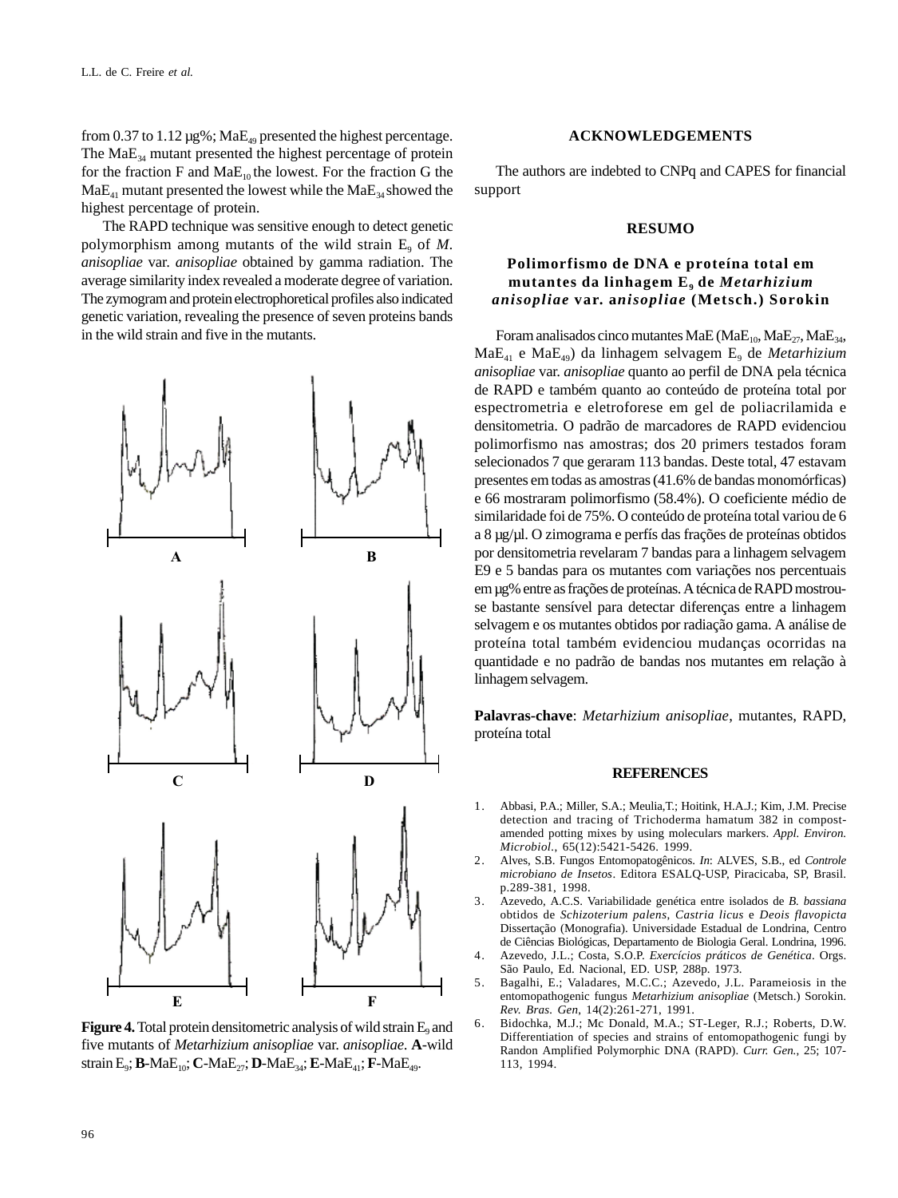from 0.37 to 1.12 µg%; $MaE_{49}$ presented the highest percentage. The $MaE_{34}$ mutant presented the highest percentage of protein for the fraction F and $MaE_{10}$ the lowest. For the fraction G the $MaE_{41}$ mutant presented the lowest while the $MaE_{34}$ showed the highest percentage of protein.

The RAPD technique was sensitive enough to detect genetic polymorphism among mutants of the wild strain $E_9$ of *M. anisopliae* var. *anisopliae* obtained by gamma radiation. The average similarity index revealed a moderate degree of variation. The zymogram and protein electrophoretical profiles also indicated genetic variation, revealing the presence of seven proteins bands in the wild strain and five in the mutants.

A B C D E F

**Figure 4.** Total protein densitometric analysis of wild strain $E_9$ and five mutants of *Metarhizium anisopliae* var. *anisopliae*. **A**-wild strain $E_9$; **B**-$MaE_{10}$; **C**-$MaE_{27}$; **D**-$MaE_{34}$; **E**-$MaE_{41}$; **F**-$MaE_{49}$.

## ACKNOWLEDGEMENTS

The authors are indebted to CNPq and CAPES for financial support

## RESUMO

### Polimorfismo de DNA e proteína total em mutantes da linhagem $E_9$ de *Metarhizium anisopliae* var. *anisopliae* (Metsch.) Sorokin

Foram analisados cinco mutantes MaE ($MaE_{10}$, $MaE_{27}$, $MaE_{34}$, $MaE_{41}$ e $MaE_{49}$) da linhagem selvagem $E_9$ de *Metarhizium anisopliae* var. *anisopliae* quanto ao perfil de DNA pela técnica de RAPD e também quanto ao conteúdo de proteína total por espectrometria e eletroforese em gel de poliacrilamida e densitometria. O padrão de marcadores de RAPD evidenciou polimorfismo nas amostras; dos 20 primers testados foram selecionados 7 que geraram 113 bandas. Deste total, 47 estavam presentes em todas as amostras (41.6% de bandas monomórficas) e 66 mostraram polimorfismo (58.4%). O coeficiente médio de similaridade foi de 75%. O conteúdo de proteína total variou de 6 a 8 µg/µl. O zimograma e perfís das frações de proteínas obtidos por densitometria revelaram 7 bandas para a linhagem selvagem E9 e 5 bandas para os mutantes com variações nos percentuais em µg% entre as frações de proteínas. A técnica de RAPD mostrou-se bastante sensível para detectar diferenças entre a linhagem selvagem e os mutantes obtidos por radiação gama. A análise de proteína total também evidenciou mudanças ocorridas na quantidade e no padrão de bandas nos mutantes em relação à linhagem selvagem.

**Palavras-chave**: *Metarhizium anisopliae*, mutantes, RAPD, proteína total

## REFERENCES

1. Abbasi, P.A.; Miller, S.A.; Meulia,T.; Hoitink, H.A.J.; Kim, J.M. Precise detection and tracing of Trichoderma hamatum 382 in compost-amended potting mixes by using moleculars markers. *Appl. Environ. Microbiol.*, 65(12):5421-5426. 1999.
2. Alves, S.B. Fungos Entomopatogênicos. *In*: ALVES, S.B., ed *Controle microbiano de Insetos*. Editora ESALQ-USP, Piracicaba, SP, Brasil. p.289-381, 1998.
3. Azevedo, A.C.S. Variabilidade genética entre isolados de *B. bassiana* obtidos de *Schizoterium palens*, *Castria licus* e *Deois flavopicta* Dissertação (Monografia). Universidade Estadual de Londrina, Centro de Ciências Biológicas, Departamento de Biologia Geral. Londrina, 1996.
4. Azevedo, J.L.; Costa, S.O.P. *Exercícios práticos de Genética*. Orgs. São Paulo, Ed. Nacional, ED. USP, 288p. 1973.
5. Bagalhi, E.; Valadares, M.C.C.; Azevedo, J.L. Parameiosis in the entomopathogenic fungus *Metarhizium anisopliae* (Metsch.) Sorokin. *Rev. Bras. Gen*, 14(2):261-271, 1991.
6. Bidochka, M.J.; Mc Donald, M.A.; ST-Leger, R.J.; Roberts, D.W. Differentiation of species and strains of entomopathogenic fungi by Randon Amplified Polymorphic DNA (RAPD). *Curr. Gen.*, 25; 107-113, 1994.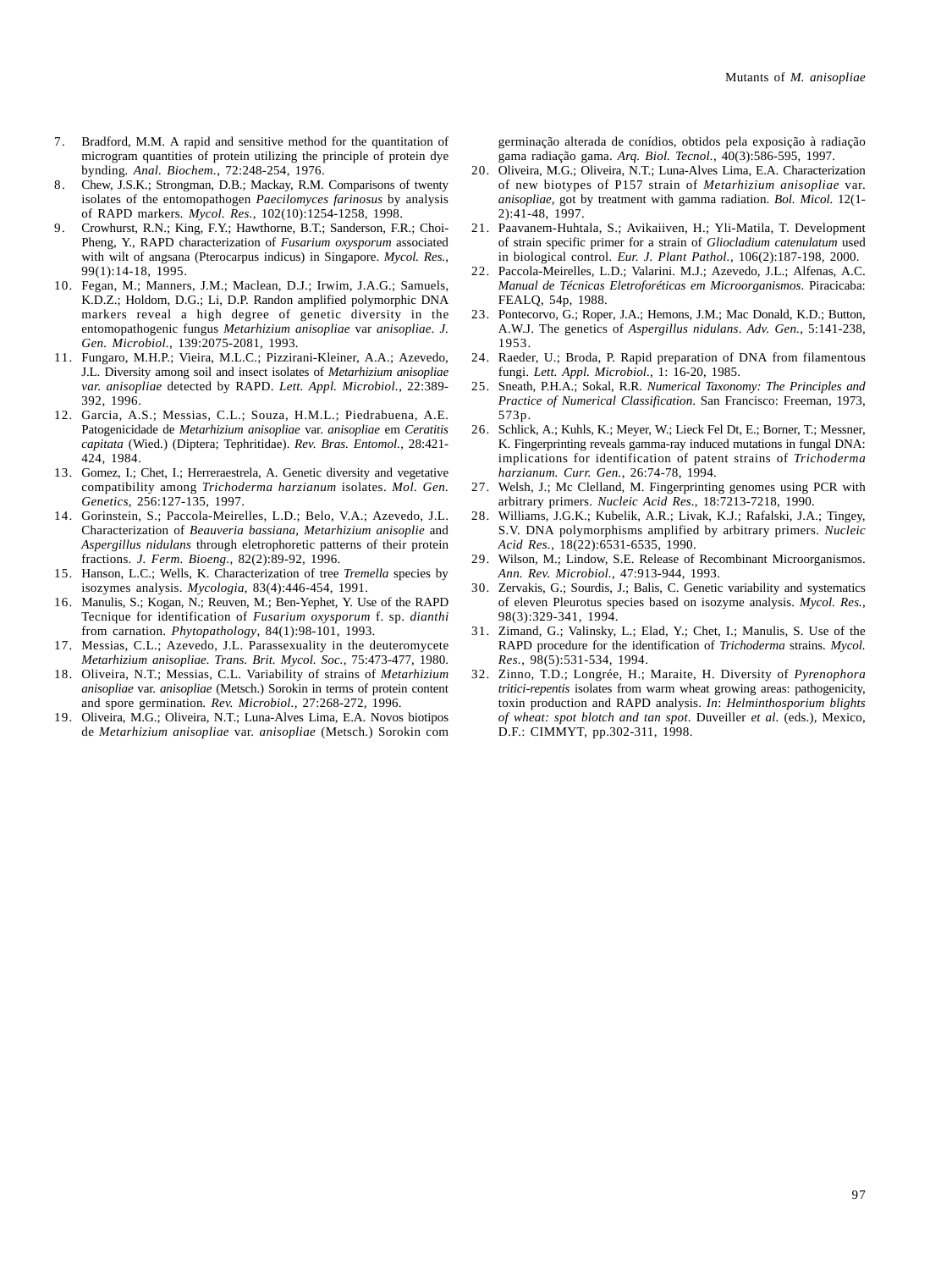7. Bradford, M.M. A rapid and sensitive method for the quantitation of microgram quantities of protein utilizing the principle of protein dye bynding. *Anal. Biochem.*, 72:248-254, 1976.
8. Chew, J.S.K.; Strongman, D.B.; Mackay, R.M. Comparisons of twenty isolates of the entomopathogen *Paecilomyces farinosus* by analysis of RAPD markers. *Mycol. Res.*, 102(10):1254-1258, 1998.
9. Crowhurst, R.N.; King, F.Y.; Hawthorne, B.T.; Sanderson, F.R.; Choi-Pheng, Y., RAPD characterization of *Fusarium oxysporum* associated with wilt of angsana (Pterocarpus indicus) in Singapore. *Mycol. Res.*, 99(1):14-18, 1995.
10. Fegan, M.; Manners, J.M.; Maclean, D.J.; Irwim, J.A.G.; Samuels, K.D.Z.; Holdom, D.G.; Li, D.P. Randon amplified polymorphic DNA markers reveal a high degree of genetic diversity in the entomopathogenic fungus *Metarhizium anisopliae* var *anisopliae*. *J. Gen. Microbiol.*, 139:2075-2081, 1993.
11. Fungaro, M.H.P.; Vieira, M.L.C.; Pizzirani-Kleiner, A.A.; Azevedo, J.L. Diversity among soil and insect isolates of *Metarhizium anisopliae var. anisopliae* detected by RAPD. *Lett. Appl. Microbiol.*, 22:389-392, 1996.
12. Garcia, A.S.; Messias, C.L.; Souza, H.M.L.; Piedrabuena, A.E. Patogenicidade de *Metarhizium anisopliae* var. *anisopliae* em *Ceratitis capitata* (Wied.) (Diptera; Tephritidae). *Rev. Bras. Entomol.*, 28:421-424, 1984.
13. Gomez, I.; Chet, I.; Herreraestrela, A. Genetic diversity and vegetative compatibility among *Trichoderma harzianum* isolates. *Mol. Gen. Genetics*, 256:127-135, 1997.
14. Gorinstein, S.; Paccola-Meirelles, L.D.; Belo, V.A.; Azevedo, J.L. Characterization of *Beauveria bassiana*, *Metarhizium anisoplie* and *Aspergillus nidulans* through eletrophoretic patterns of their protein fractions. *J. Ferm. Bioeng.*, 82(2):89-92, 1996.
15. Hanson, L.C.; Wells, K. Characterization of tree *Tremella* species by isozymes analysis. *Mycologia*, 83(4):446-454, 1991.
16. Manulis, S.; Kogan, N.; Reuven, M.; Ben-Yephet, Y. Use of the RAPD Tecnique for identification of *Fusarium oxysporum* f. sp. *dianthi* from carnation. *Phytopathology*, 84(1):98-101, 1993.
17. Messias, C.L.; Azevedo, J.L. Parassexuality in the deuteromycete *Metarhizium anisopliae*. *Trans. Brit. Mycol. Soc.*, 75:473-477, 1980.
18. Oliveira, N.T.; Messias, C.L. Variability of strains of *Metarhizium anisopliae* var. *anisopliae* (Metsch.) Sorokin in terms of protein content and spore germination. *Rev. Microbiol.*, 27:268-272, 1996.
19. Oliveira, M.G.; Oliveira, N.T.; Luna-Alves Lima, E.A. Novos biotipos de *Metarhizium anisopliae* var. *anisopliae* (Metsch.) Sorokin com germinação alterada de conídios, obtidos pela exposição à radiação gama radiação gama. *Arq. Biol. Tecnol.*, 40(3):586-595, 1997.
20. Oliveira, M.G.; Oliveira, N.T.; Luna-Alves Lima, E.A. Characterization of new biotypes of P157 strain of *Metarhizium anisopliae* var. *anisopliae*, got by treatment with gamma radiation. *Bol. Micol.* 12(1-2):41-48, 1997.
21. Paavanem-Huhtala, S.; Avikaiiven, H.; Yli-Matila, T. Development of strain specific primer for a strain of *Gliocladium catenulatum* used in biological control. *Eur. J. Plant Pathol.*, 106(2):187-198, 2000.
22. Paccola-Meirelles, L.D.; Valarini. M.J.; Azevedo, J.L.; Alfenas, A.C. *Manual de Técnicas Eletroforéticas em Microorganismos*. Piracicaba: FEALQ, 54p, 1988.
23. Pontecorvo, G.; Roper, J.A.; Hemons, J.M.; Mac Donald, K.D.; Button, A.W.J. The genetics of *Aspergillus nidulans*. *Adv. Gen.*, 5:141-238, 1953.
24. Raeder, U.; Broda, P. Rapid preparation of DNA from filamentous fungi. *Lett. Appl. Microbiol.*, 1: 16-20, 1985.
25. Sneath, P.H.A.; Sokal, R.R. *Numerical Taxonomy: The Principles and Practice of Numerical Classification*. San Francisco: Freeman, 1973, 573p.
26. Schlick, A.; Kuhls, K.; Meyer, W.; Lieck Fel Dt, E.; Borner, T.; Messner, K. Fingerprinting reveals gamma-ray induced mutations in fungal DNA: implications for identification of patent strains of *Trichoderma harzianum*. *Curr. Gen.*, 26:74-78, 1994.
27. Welsh, J.; Mc Clelland, M. Fingerprinting genomes using PCR with arbitrary primers. *Nucleic Acid Res.*, 18:7213-7218, 1990.
28. Williams, J.G.K.; Kubelik, A.R.; Livak, K.J.; Rafalski, J.A.; Tingey, S.V. DNA polymorphisms amplified by arbitrary primers. *Nucleic Acid Res.*, 18(22):6531-6535, 1990.
29. Wilson, M.; Lindow, S.E. Release of Recombinant Microorganismos. *Ann. Rev. Microbiol.*, 47:913-944, 1993.
30. Zervakis, G.; Sourdis, J.; Balis, C. Genetic variability and systematics of eleven Pleurotus species based on isozyme analysis. *Mycol. Res.*, 98(3):329-341, 1994.
31. Zimand, G.; Valinsky, L.; Elad, Y.; Chet, I.; Manulis, S. Use of the RAPD procedure for the identification of *Trichoderma* strains. *Mycol. Res.*, 98(5):531-534, 1994.
32. Zinno, T.D.; Longrée, H.; Maraite, H. Diversity of *Pyrenophora tritici-repentis* isolates from warm wheat growing areas: pathogenicity, toxin production and RAPD analysis. *In*: *Helminthosporium blights of wheat: spot blotch and tan spot*. Duveiller *et al.* (eds.), Mexico, D.F.: CIMMYT, pp.302-311, 1998.